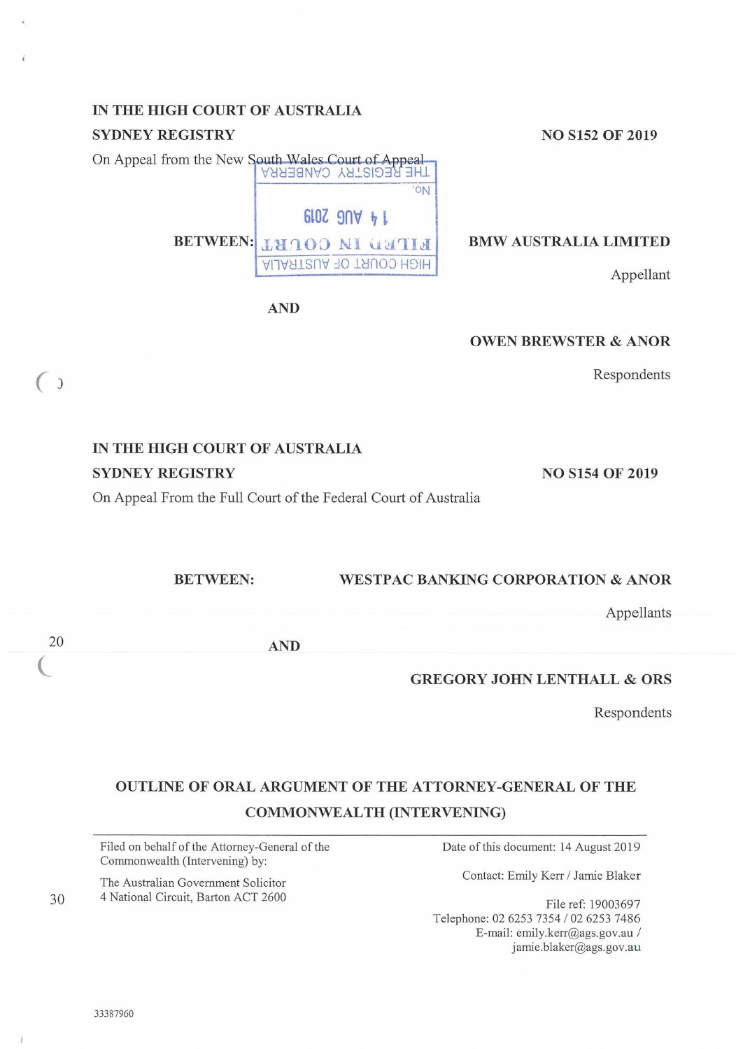IN THE HIGH COURT OF AUSTRALIA
SYDNEY REGISTRY

NO S152 OF 2019

On Appeal from the New South Wales Court of Appeal

BETWEEN: **BMW AUSTRALIA LIMITED**

Appellant

AND

**OWEN BREWSTER & ANOR**

Respondents

IN THE HIGH COURT OF AUSTRALIA
SYDNEY REGISTRY

NO S154 OF 2019

On Appeal From the Full Court of the Federal Court of Australia

BETWEEN: **WESTPAC BANKING CORPORATION & ANOR**

Appellants

AND

**GREGORY JOHN LENTHALL & ORS**

Respondents

## OUTLINE OF ORAL ARGUMENT OF THE ATTORNEY-GENERAL OF THE COMMONWEALTH (INTERVENING)

Filed on behalf of the Attorney-General of the Commonwealth (Intervening) by:

The Australian Government Solicitor
4 National Circuit, Barton ACT 2600

Date of this document: 14 August 2019

Contact: Emily Kerr / Jamie Blaker

File ref: 19003697
Telephone: 02 6253 7354 / 02 6253 7486
E-mail: emily.kerr@ags.gov.au / jamie.blaker@ags.gov.au

33387960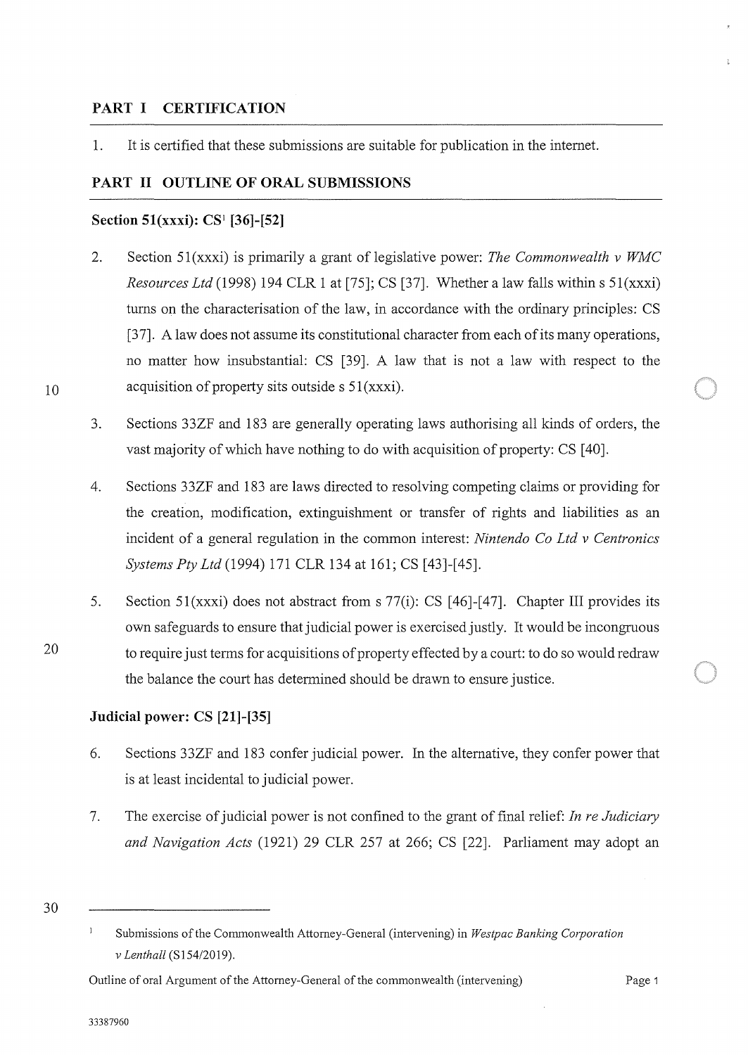## PART I CERTIFICATION

1. It is certified that these submissions are suitable for publication in the internet.

## PART II OUTLINE OF ORAL SUBMISSIONS

### Section 51(xxxi): CS[1] [36]-[52]

2. Section 51(xxxi) is primarily a grant of legislative power: *The Commonwealth v WMC Resources Ltd* (1998) 194 CLR 1 at [75]; CS [37]. Whether a law falls within s 51(xxxi) turns on the characterisation of the law, in accordance with the ordinary principles: CS [37]. A law does not assume its constitutional character from each of its many operations, no matter how insubstantial: CS [39]. A law that is not a law with respect to the acquisition of property sits outside s 51(xxxi).

3. Sections 33ZF and 183 are generally operating laws authorising all kinds of orders, the vast majority of which have nothing to do with acquisition of property: CS [40].

4. Sections 33ZF and 183 are laws directed to resolving competing claims or providing for the creation, modification, extinguishment or transfer of rights and liabilities as an incident of a general regulation in the common interest: *Nintendo Co Ltd v Centronics Systems Pty Ltd* (1994) 171 CLR 134 at 161; CS [43]-[45].

5. Section 51(xxxi) does not abstract from s 77(i): CS [46]-[47]. Chapter III provides its own safeguards to ensure that judicial power is exercised justly. It would be incongruous to require just terms for acquisitions of property effected by a court: to do so would redraw the balance the court has determined should be drawn to ensure justice.

### Judicial power: CS [21]-[35]

6. Sections 33ZF and 183 confer judicial power. In the alternative, they confer power that is at least incidental to judicial power.

7. The exercise of judicial power is not confined to the grant of final relief: *In re Judiciary and Navigation Acts* (1921) 29 CLR 257 at 266; CS [22]. Parliament may adopt an

---

[1] Submissions of the Commonwealth Attorney-General (intervening) in *Westpac Banking Corporation v Lenthall* (S154/2019).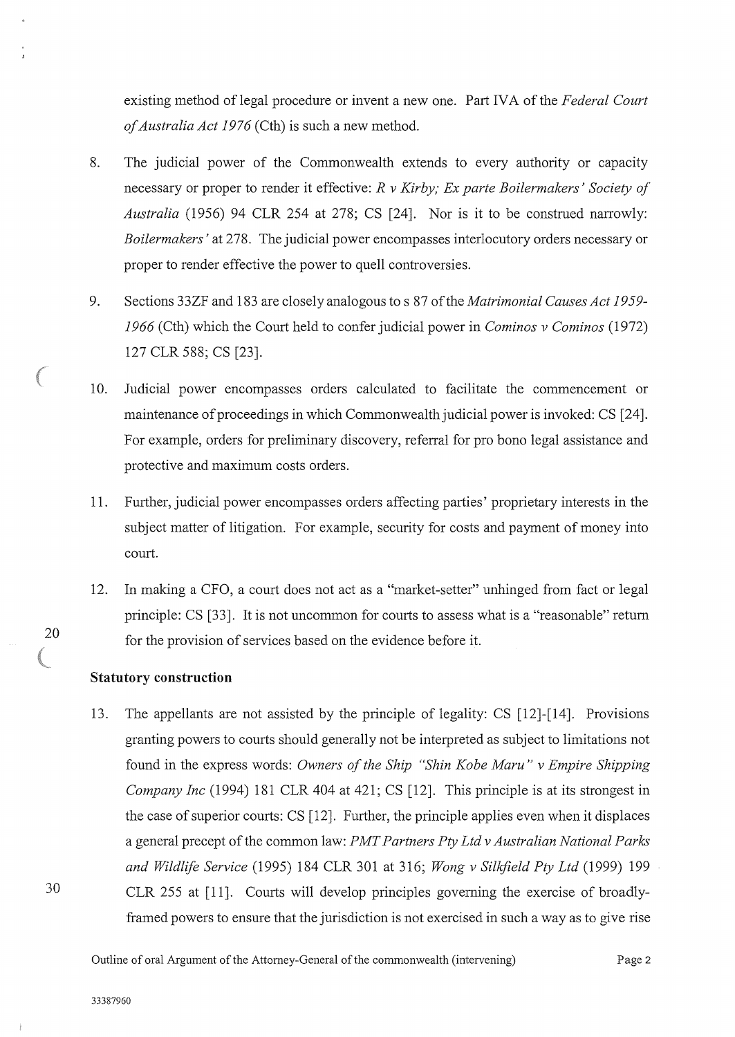existing method of legal procedure or invent a new one. Part IVA of the *Federal Court of Australia Act 1976* (Cth) is such a new method.

8. The judicial power of the Commonwealth extends to every authority or capacity necessary or proper to render it effective: *R v Kirby; Ex parte Boilermakers' Society of Australia* (1956) 94 CLR 254 at 278; CS [24]. Nor is it to be construed narrowly: *Boilermakers'* at 278. The judicial power encompasses interlocutory orders necessary or proper to render effective the power to quell controversies.

9. Sections 33ZF and 183 are closely analogous to s 87 of the *Matrimonial Causes Act 1959-1966* (Cth) which the Court held to confer judicial power in *Cominos v Cominos* (1972) 127 CLR 588; CS [23].

10. Judicial power encompasses orders calculated to facilitate the commencement or maintenance of proceedings in which Commonwealth judicial power is invoked: CS [24]. For example, orders for preliminary discovery, referral for pro bono legal assistance and protective and maximum costs orders.

11. Further, judicial power encompasses orders affecting parties' proprietary interests in the subject matter of litigation. For example, security for costs and payment of money into court.

12. In making a CFO, a court does not act as a "market-setter" unhinged from fact or legal principle: CS [33]. It is not uncommon for courts to assess what is a "reasonable" return for the provision of services based on the evidence before it.

**Statutory construction**

13. The appellants are not assisted by the principle of legality: CS [12]-[14]. Provisions granting powers to courts should generally not be interpreted as subject to limitations not found in the express words: *Owners of the Ship "Shin Kobe Maru" v Empire Shipping Company Inc* (1994) 181 CLR 404 at 421; CS [12]. This principle is at its strongest in the case of superior courts: CS [12]. Further, the principle applies even when it displaces a general precept of the common law: *PMT Partners Pty Ltd v Australian National Parks and Wildlife Service* (1995) 184 CLR 301 at 316; *Wong v Silkfield Pty Ltd* (1999) 199 CLR 255 at [11]. Courts will develop principles governing the exercise of broadly-framed powers to ensure that the jurisdiction is not exercised in such a way as to give rise

Outline of oral Argument of the Attorney-General of the commonwealth (intervening)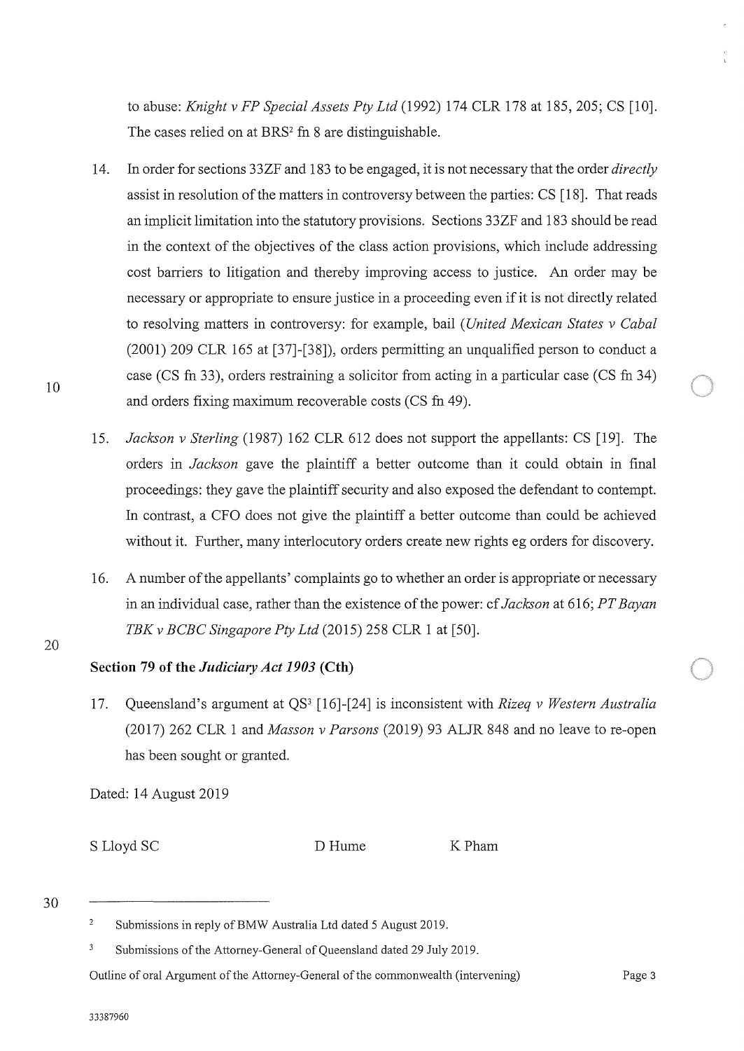to abuse: *Knight v FP Special Assets Pty Ltd* (1992) 174 CLR 178 at 185, 205; CS [10]. The cases relied on at BRS[2] fn 8 are distinguishable.

14. In order for sections 33ZF and 183 to be engaged, it is not necessary that the order *directly* assist in resolution of the matters in controversy between the parties: CS [18]. That reads an implicit limitation into the statutory provisions. Sections 33ZF and 183 should be read in the context of the objectives of the class action provisions, which include addressing cost barriers to litigation and thereby improving access to justice. An order may be necessary or appropriate to ensure justice in a proceeding even if it is not directly related to resolving matters in controversy: for example, bail (*United Mexican States v Cabal* (2001) 209 CLR 165 at [37]-[38]), orders permitting an unqualified person to conduct a case (CS fn 33), orders restraining a solicitor from acting in a particular case (CS fn 34) and orders fixing maximum recoverable costs (CS fn 49).

15. *Jackson v Sterling* (1987) 162 CLR 612 does not support the appellants: CS [19]. The orders in *Jackson* gave the plaintiff a better outcome than it could obtain in final proceedings: they gave the plaintiff security and also exposed the defendant to contempt. In contrast, a CFO does not give the plaintiff a better outcome than could be achieved without it. Further, many interlocutory orders create new rights eg orders for discovery.

16. A number of the appellants' complaints go to whether an order is appropriate or necessary in an individual case, rather than the existence of the power: cf *Jackson* at 616; *PT Bayan TBK v BCBC Singapore Pty Ltd* (2015) 258 CLR 1 at [50].

**Section 79 of the *Judiciary Act 1903* (Cth)**

17. Queensland's argument at QS[3] [16]-[24] is inconsistent with *Rizeq v Western Australia* (2017) 262 CLR 1 and *Masson v Parsons* (2019) 93 ALJR 848 and no leave to re-open has been sought or granted.

Dated: 14 August 2019

S Lloyd SC          D Hume          K Pham

---

[2] Submissions in reply of BMW Australia Ltd dated 5 August 2019.

[3] Submissions of the Attorney-General of Queensland dated 29 July 2019.